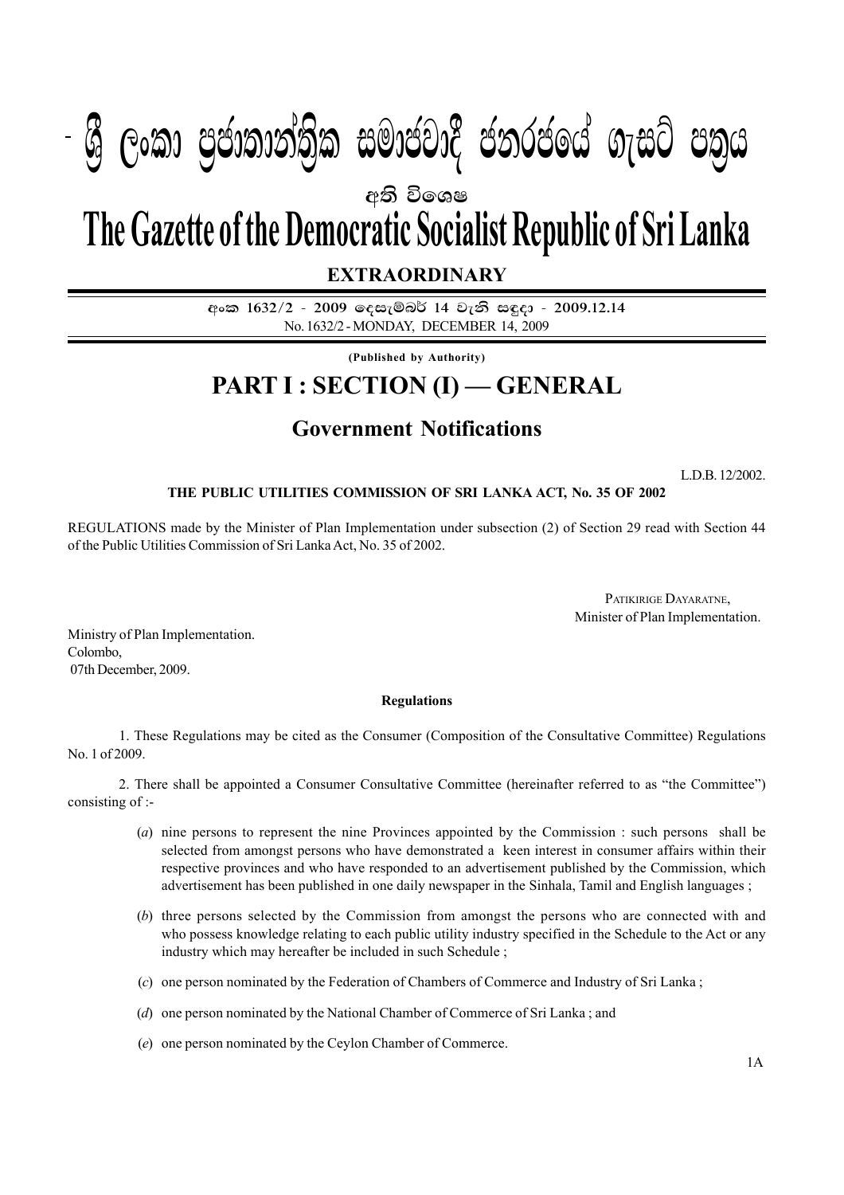# ශ්‍රී ලංකා ප්‍රජාතාන්ත්‍රික සමාජවාදී ජනරජයේ ගැසට් පත්‍රය

අති විශෙෂ

# The Gazette of the Democratic Socialist Republic of Sri Lanka

## EXTRAORDINARY

අංක 1632/2 - 2009 දෙසැම්බර් 14 වැනි සඳුදා - 2009.12.14

No. 1632/2 - MONDAY, DECEMBER 14, 2009

**(Published by Authority)**

# PART I : SECTION (I) — GENERAL

## Government Notifications

L.D.B. 12/2002.

**THE PUBLIC UTILITIES COMMISSION OF SRI LANKA ACT, No. 35 OF 2002**

REGULATIONS made by the Minister of Plan Implementation under subsection (2) of Section 29 read with Section 44 of the Public Utilities Commission of Sri Lanka Act, No. 35 of 2002.

PATIKIRIGE DAYARATNE,
Minister of Plan Implementation.

Ministry of Plan Implementation.
Colombo,
07th December, 2009.

**Regulations**

1. These Regulations may be cited as the Consumer (Composition of the Consultative Committee) Regulations No. 1 of 2009.

2. There shall be appointed a Consumer Consultative Committee (hereinafter referred to as "the Committee") consisting of :-

(*a*) nine persons to represent the nine Provinces appointed by the Commission : such persons shall be selected from amongst persons who have demonstrated a keen interest in consumer affairs within their respective provinces and who have responded to an advertisement published by the Commission, which advertisement has been published in one daily newspaper in the Sinhala, Tamil and English languages ;

(*b*) three persons selected by the Commission from amongst the persons who are connected with and who possess knowledge relating to each public utility industry specified in the Schedule to the Act or any industry which may hereafter be included in such Schedule ;

(*c*) one person nominated by the Federation of Chambers of Commerce and Industry of Sri Lanka ;

(*d*) one person nominated by the National Chamber of Commerce of Sri Lanka ; and

(*e*) one person nominated by the Ceylon Chamber of Commerce.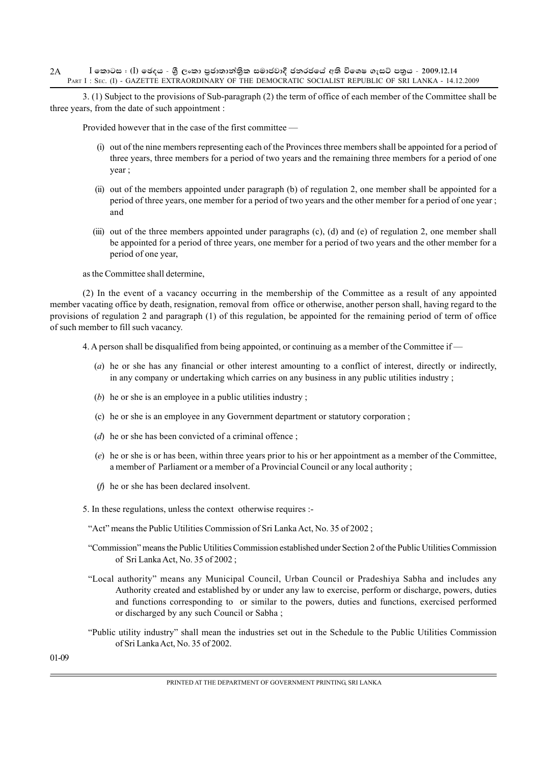3. (1) Subject to the provisions of Sub-paragraph (2) the term of office of each member of the Committee shall be three years, from the date of such appointment :

Provided however that in the case of the first committee —

(i) out of the nine members representing each of the Provinces three members shall be appointed for a period of three years, three members for a period of two years and the remaining three members for a period of one year ;

(ii) out of the members appointed under paragraph (b) of regulation 2, one member shall be appointed for a period of three years, one member for a period of two years and the other member for a period of one year ; and

(iii) out of the three members appointed under paragraphs (c), (d) and (e) of regulation 2, one member shall be appointed for a period of three years, one member for a period of two years and the other member for a period of one year,

as the Committee shall determine,

(2) In the event of a vacancy occurring in the membership of the Committee as a result of any appointed member vacating office by death, resignation, removal from office or otherwise, another person shall, having regard to the provisions of regulation 2 and paragraph (1) of this regulation, be appointed for the remaining period of term of office of such member to fill such vacancy.

4. A person shall be disqualified from being appointed, or continuing as a member of the Committee if —

(*a*) he or she has any financial or other interest amounting to a conflict of interest, directly or indirectly, in any company or undertaking which carries on any business in any public utilities industry ;

(*b*) he or she is an employee in a public utilities industry ;

(c) he or she is an employee in any Government department or statutory corporation ;

(*d*) he or she has been convicted of a criminal offence ;

(*e*) he or she is or has been, within three years prior to his or her appointment as a member of the Committee, a member of Parliament or a member of a Provincial Council or any local authority ;

(*f*) he or she has been declared insolvent.

5. In these regulations, unless the context otherwise requires :-

"Act" means the Public Utilities Commission of Sri Lanka Act, No. 35 of 2002 ;

"Commission" means the Public Utilities Commission established under Section 2 of the Public Utilities Commission of Sri Lanka Act, No. 35 of 2002 ;

"Local authority" means any Municipal Council, Urban Council or Pradeshiya Sabha and includes any Authority created and established by or under any law to exercise, perform or discharge, powers, duties and functions corresponding to or similar to the powers, duties and functions, exercised performed or discharged by any such Council or Sabha ;

"Public utility industry" shall mean the industries set out in the Schedule to the Public Utilities Commission of Sri Lanka Act, No. 35 of 2002.

01-09

PRINTED AT THE DEPARTMENT OF GOVERNMENT PRINTING, SRI LANKA